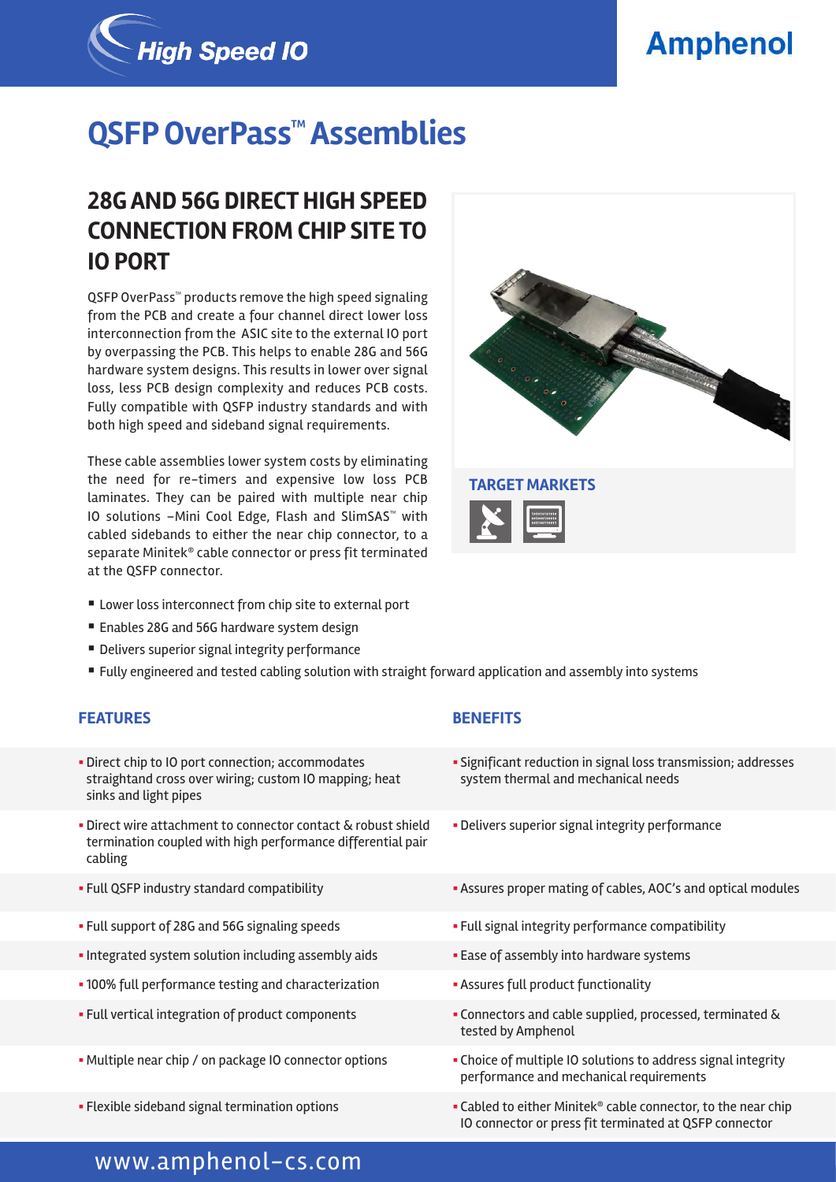# QSFP OverPass™ Assemblies

## 28G AND 56G DIRECT HIGH SPEED CONNECTION FROM CHIP SITE TO IO PORT

QSFP OverPass™ products remove the high speed signaling from the PCB and create a four channel direct lower loss interconnection from the ASIC site to the external IO port by overpassing the PCB. This helps to enable 28G and 56G hardware system designs. This results in lower over signal loss, less PCB design complexity and reduces PCB costs. Fully compatible with QSFP industry standards and with both high speed and sideband signal requirements.

These cable assemblies lower system costs by eliminating the need for re-timers and expensive low loss PCB laminates. They can be paired with multiple near chip IO solutions –Mini Cool Edge, Flash and SlimSAS™ with cabled sidebands to either the near chip connector, to a separate Minitek® cable connector or press fit terminated at the QSFP connector.

**TARGET MARKETS**

- Lower loss interconnect from chip site to external port
- Enables 28G and 56G hardware system design
- Delivers superior signal integrity performance
- Fully engineered and tested cabling solution with straight forward application and assembly into systems

| FEATURES | BENEFITS |
| --- | --- |
| Direct chip to IO port connection; accommodates straightand cross over wiring; custom IO mapping; heat sinks and light pipes | Significant reduction in signal loss transmission; addresses system thermal and mechanical needs |
| Direct wire attachment to connector contact & robust shield termination coupled with high performance differential pair cabling | Delivers superior signal integrity performance |
| Full QSFP industry standard compatibility | Assures proper mating of cables, AOC's and optical modules |
| Full support of 28G and 56G signaling speeds | Full signal integrity performance compatibility |
| Integrated system solution including assembly aids | Ease of assembly into hardware systems |
| 100% full performance testing and characterization | Assures full product functionality |
| Full vertical integration of product components | Connectors and cable supplied, processed, terminated & tested by Amphenol |
| Multiple near chip / on package IO connector options | Choice of multiple IO solutions to address signal integrity performance and mechanical requirements |
| Flexible sideband signal termination options | Cabled to either Minitek® cable connector, to the near chip IO connector or press fit terminated at QSFP connector |

www.amphenol-cs.com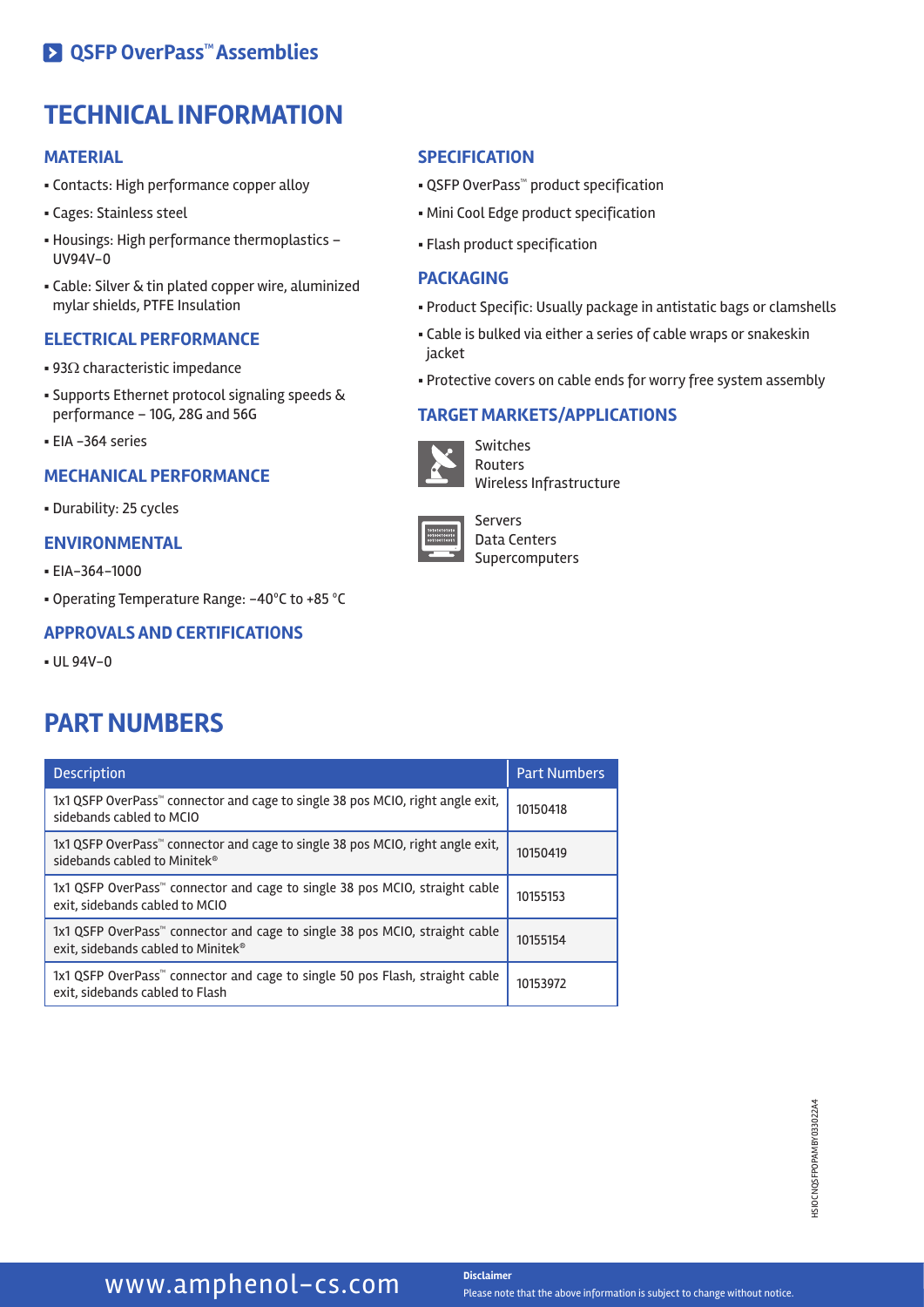## QSFP OverPass™ Assemblies

# TECHNICAL INFORMATION

### MATERIAL

- Contacts: High performance copper alloy
- Cages: Stainless steel
- Housings: High performance thermoplastics – UV94V-0
- Cable: Silver & tin plated copper wire, aluminized mylar shields, PTFE Insulation

### ELECTRICAL PERFORMANCE

- 93Ω characteristic impedance
- Supports Ethernet protocol signaling speeds & performance – 10G, 28G and 56G
- EIA -364 series

### MECHANICAL PERFORMANCE

- Durability: 25 cycles

### ENVIRONMENTAL

- EIA-364-1000
- Operating Temperature Range: -40°C to +85 °C

### APPROVALS AND CERTIFICATIONS

- UL 94V-0

### SPECIFICATION

- QSFP OverPass™ product specification
- Mini Cool Edge product specification
- Flash product specification

### PACKAGING

- Product Specific: Usually package in antistatic bags or clamshells
- Cable is bulked via either a series of cable wraps or snakeskin jacket
- Protective covers on cable ends for worry free system assembly

### TARGET MARKETS/APPLICATIONS

Switches
Routers
Wireless Infrastructure

Servers
Data Centers
Supercomputers

# PART NUMBERS

| Description | Part Numbers |
|---|---|
| 1x1 QSFP OverPass™ connector and cage to single 38 pos MCIO, right angle exit, sidebands cabled to MCIO | 10150418 |
| 1x1 QSFP OverPass™ connector and cage to single 38 pos MCIO, right angle exit, sidebands cabled to Minitek® | 10150419 |
| 1x1 QSFP OverPass™ connector and cage to single 38 pos MCIO, straight cable exit, sidebands cabled to MCIO | 10155153 |
| 1x1 QSFP OverPass™ connector and cage to single 38 pos MCIO, straight cable exit, sidebands cabled to Minitek® | 10155154 |
| 1x1 QSFP OverPass™ connector and cage to single 50 pos Flash, straight cable exit, sidebands cabled to Flash | 10153972 |

HSIOCNQSFPOPAMBY033022A4

www.amphenol-cs.com

**Disclaimer**
Please note that the above information is subject to change without notice.